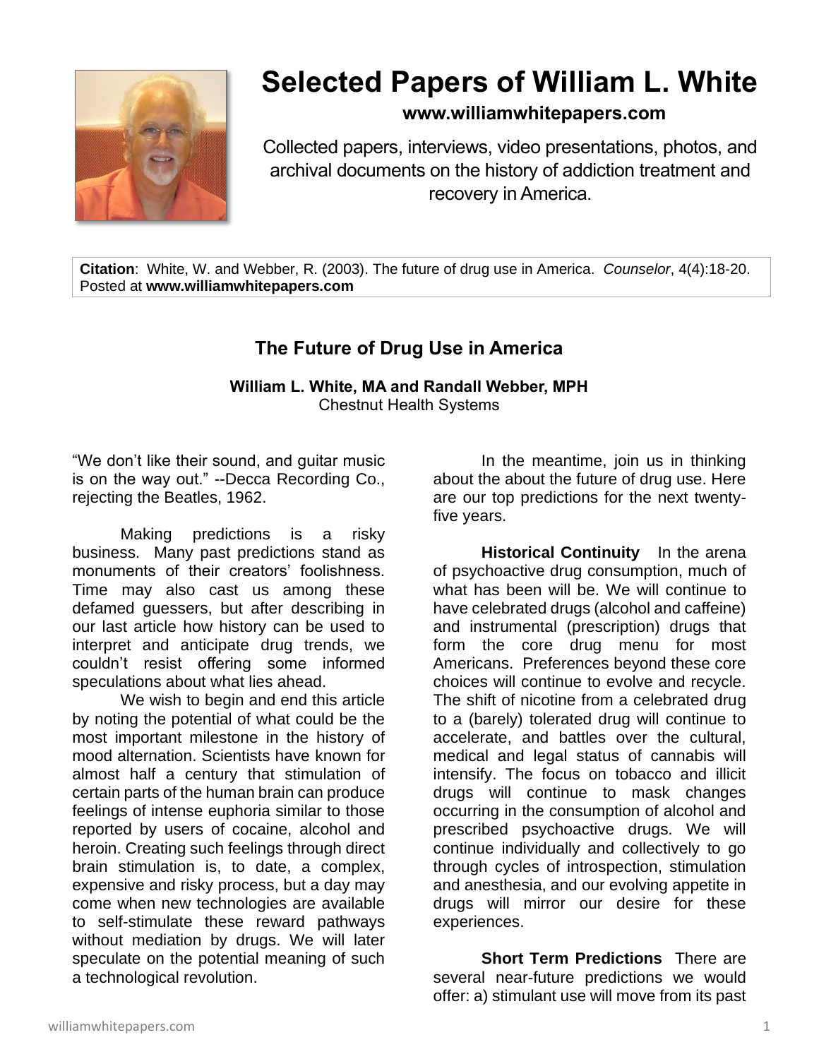# Selected Papers of William L. White

**www.williamwhitepapers.com**

Collected papers, interviews, video presentations, photos, and archival documents on the history of addiction treatment and recovery in America.

**Citation**: White, W. and Webber, R. (2003). The future of drug use in America. *Counselor*, 4(4):18-20. Posted at **www.williamwhitepapers.com**

## The Future of Drug Use in America

**William L. White, MA and Randall Webber, MPH**
Chestnut Health Systems

"We don't like their sound, and guitar music is on the way out." --Decca Recording Co., rejecting the Beatles, 1962.

Making predictions is a risky business. Many past predictions stand as monuments of their creators' foolishness. Time may also cast us among these defamed guessers, but after describing in our last article how history can be used to interpret and anticipate drug trends, we couldn't resist offering some informed speculations about what lies ahead.

We wish to begin and end this article by noting the potential of what could be the most important milestone in the history of mood alternation. Scientists have known for almost half a century that stimulation of certain parts of the human brain can produce feelings of intense euphoria similar to those reported by users of cocaine, alcohol and heroin. Creating such feelings through direct brain stimulation is, to date, a complex, expensive and risky process, but a day may come when new technologies are available to self-stimulate these reward pathways without mediation by drugs. We will later speculate on the potential meaning of such a technological revolution.

In the meantime, join us in thinking about the about the future of drug use. Here are our top predictions for the next twenty-five years.

**Historical Continuity** In the arena of psychoactive drug consumption, much of what has been will be. We will continue to have celebrated drugs (alcohol and caffeine) and instrumental (prescription) drugs that form the core drug menu for most Americans. Preferences beyond these core choices will continue to evolve and recycle. The shift of nicotine from a celebrated drug to a (barely) tolerated drug will continue to accelerate, and battles over the cultural, medical and legal status of cannabis will intensify. The focus on tobacco and illicit drugs will continue to mask changes occurring in the consumption of alcohol and prescribed psychoactive drugs. We will continue individually and collectively to go through cycles of introspection, stimulation and anesthesia, and our evolving appetite in drugs will mirror our desire for these experiences.

**Short Term Predictions** There are several near-future predictions we would offer: a) stimulant use will move from its past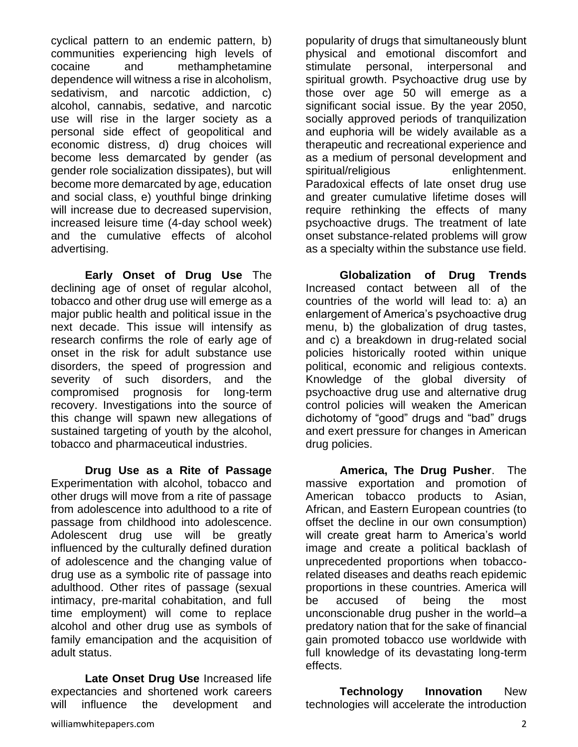cyclical pattern to an endemic pattern, b) communities experiencing high levels of cocaine and methamphetamine dependence will witness a rise in alcoholism, sedativism, and narcotic addiction, c) alcohol, cannabis, sedative, and narcotic use will rise in the larger society as a personal side effect of geopolitical and economic distress, d) drug choices will become less demarcated by gender (as gender role socialization dissipates), but will become more demarcated by age, education and social class, e) youthful binge drinking will increase due to decreased supervision, increased leisure time (4-day school week) and the cumulative effects of alcohol advertising.

**Early Onset of Drug Use** The declining age of onset of regular alcohol, tobacco and other drug use will emerge as a major public health and political issue in the next decade. This issue will intensify as research confirms the role of early age of onset in the risk for adult substance use disorders, the speed of progression and severity of such disorders, and the compromised prognosis for long-term recovery. Investigations into the source of this change will spawn new allegations of sustained targeting of youth by the alcohol, tobacco and pharmaceutical industries.

**Drug Use as a Rite of Passage** Experimentation with alcohol, tobacco and other drugs will move from a rite of passage from adolescence into adulthood to a rite of passage from childhood into adolescence. Adolescent drug use will be greatly influenced by the culturally defined duration of adolescence and the changing value of drug use as a symbolic rite of passage into adulthood. Other rites of passage (sexual intimacy, pre-marital cohabitation, and full time employment) will come to replace alcohol and other drug use as symbols of family emancipation and the acquisition of adult status.

**Late Onset Drug Use** Increased life expectancies and shortened work careers will influence the development and popularity of drugs that simultaneously blunt physical and emotional discomfort and stimulate personal, interpersonal and spiritual growth. Psychoactive drug use by those over age 50 will emerge as a significant social issue. By the year 2050, socially approved periods of tranquilization and euphoria will be widely available as a therapeutic and recreational experience and as a medium of personal development and spiritual/religious enlightenment. Paradoxical effects of late onset drug use and greater cumulative lifetime doses will require rethinking the effects of many psychoactive drugs. The treatment of late onset substance-related problems will grow as a specialty within the substance use field.

**Globalization of Drug Trends** Increased contact between all of the countries of the world will lead to: a) an enlargement of America's psychoactive drug menu, b) the globalization of drug tastes, and c) a breakdown in drug-related social policies historically rooted within unique political, economic and religious contexts. Knowledge of the global diversity of psychoactive drug use and alternative drug control policies will weaken the American dichotomy of "good" drugs and "bad" drugs and exert pressure for changes in American drug policies.

**America, The Drug Pusher**. The massive exportation and promotion of American tobacco products to Asian, African, and Eastern European countries (to offset the decline in our own consumption) will create great harm to America's world image and create a political backlash of unprecedented proportions when tobacco-related diseases and deaths reach epidemic proportions in these countries. America will be accused of being the most unconscionable drug pusher in the world–a predatory nation that for the sake of financial gain promoted tobacco use worldwide with full knowledge of its devastating long-term effects.

**Technology Innovation** New technologies will accelerate the introduction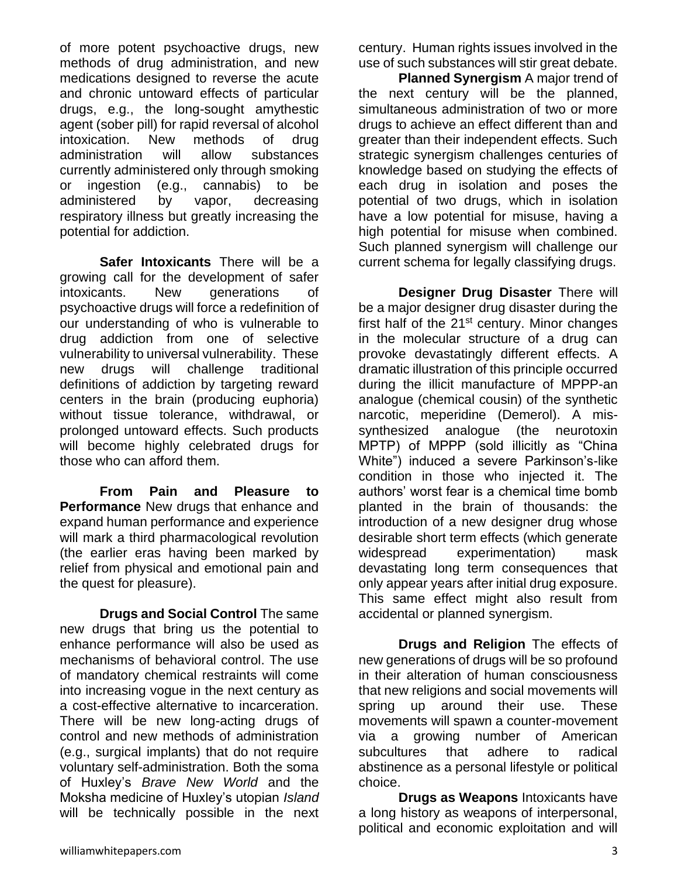of more potent psychoactive drugs, new methods of drug administration, and new medications designed to reverse the acute and chronic untoward effects of particular drugs, e.g., the long-sought amythestic agent (sober pill) for rapid reversal of alcohol intoxication. New methods of drug administration will allow substances currently administered only through smoking or ingestion (e.g., cannabis) to be administered by vapor, decreasing respiratory illness but greatly increasing the potential for addiction.

**Safer Intoxicants** There will be a growing call for the development of safer intoxicants. New generations of psychoactive drugs will force a redefinition of our understanding of who is vulnerable to drug addiction from one of selective vulnerability to universal vulnerability. These new drugs will challenge traditional definitions of addiction by targeting reward centers in the brain (producing euphoria) without tissue tolerance, withdrawal, or prolonged untoward effects. Such products will become highly celebrated drugs for those who can afford them.

**From Pain and Pleasure to Performance** New drugs that enhance and expand human performance and experience will mark a third pharmacological revolution (the earlier eras having been marked by relief from physical and emotional pain and the quest for pleasure).

**Drugs and Social Control** The same new drugs that bring us the potential to enhance performance will also be used as mechanisms of behavioral control. The use of mandatory chemical restraints will come into increasing vogue in the next century as a cost-effective alternative to incarceration. There will be new long-acting drugs of control and new methods of administration (e.g., surgical implants) that do not require voluntary self-administration. Both the soma of Huxley's *Brave New World* and the Moksha medicine of Huxley's utopian *Island* will be technically possible in the next century. Human rights issues involved in the use of such substances will stir great debate.

**Planned Synergism** A major trend of the next century will be the planned, simultaneous administration of two or more drugs to achieve an effect different than and greater than their independent effects. Such strategic synergism challenges centuries of knowledge based on studying the effects of each drug in isolation and poses the potential of two drugs, which in isolation have a low potential for misuse, having a high potential for misuse when combined. Such planned synergism will challenge our current schema for legally classifying drugs.

**Designer Drug Disaster** There will be a major designer drug disaster during the first half of the 21st century. Minor changes in the molecular structure of a drug can provoke devastatingly different effects. A dramatic illustration of this principle occurred during the illicit manufacture of MPPP-an analogue (chemical cousin) of the synthetic narcotic, meperidine (Demerol). A mis-synthesized analogue (the neurotoxin MPTP) of MPPP (sold illicitly as "China White") induced a severe Parkinson's-like condition in those who injected it. The authors' worst fear is a chemical time bomb planted in the brain of thousands: the introduction of a new designer drug whose desirable short term effects (which generate widespread experimentation) mask devastating long term consequences that only appear years after initial drug exposure. This same effect might also result from accidental or planned synergism.

**Drugs and Religion** The effects of new generations of drugs will be so profound in their alteration of human consciousness that new religions and social movements will spring up around their use. These movements will spawn a counter-movement via a growing number of American subcultures that adhere to radical abstinence as a personal lifestyle or political choice.

**Drugs as Weapons** Intoxicants have a long history as weapons of interpersonal, political and economic exploitation and will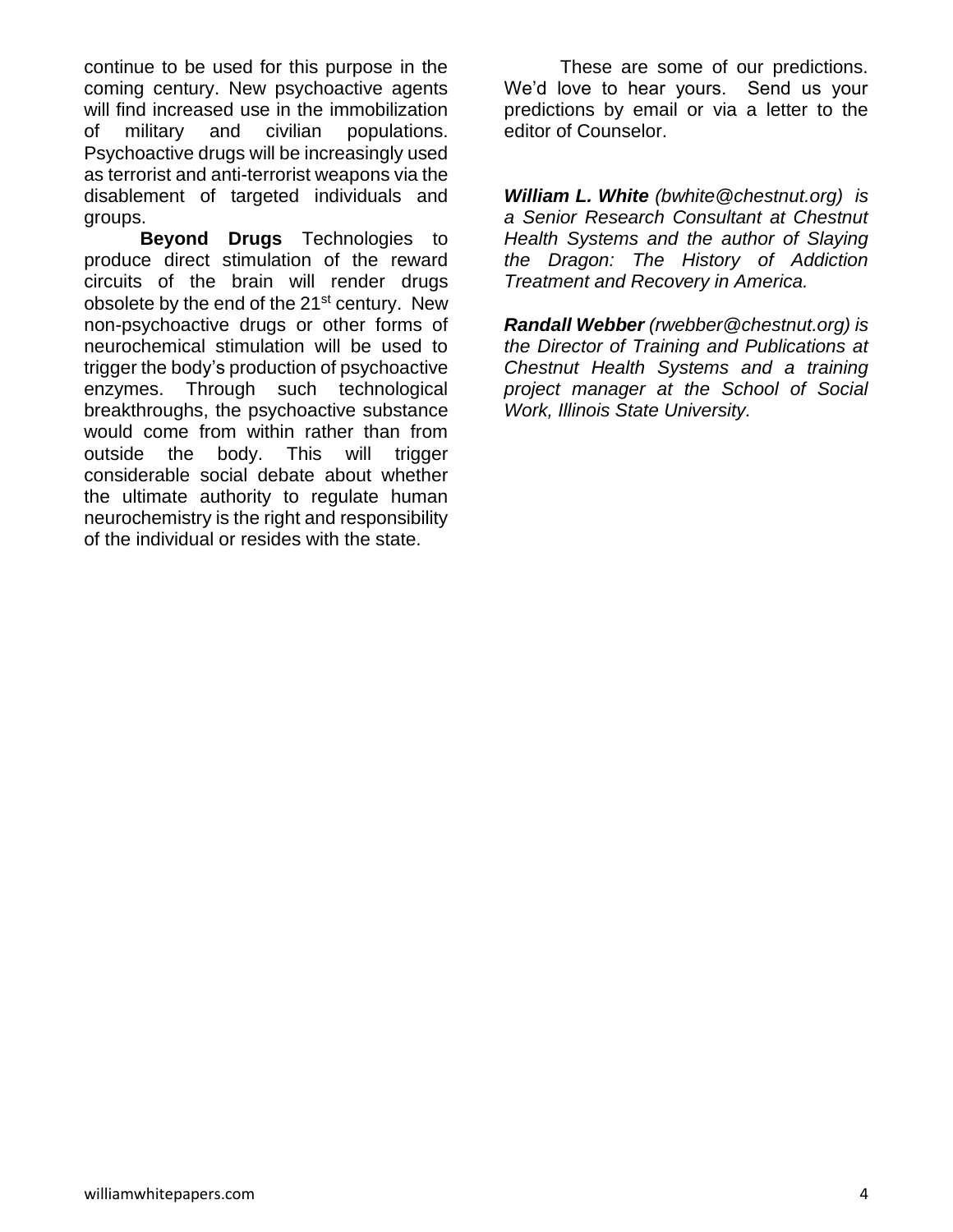continue to be used for this purpose in the coming century. New psychoactive agents will find increased use in the immobilization of military and civilian populations. Psychoactive drugs will be increasingly used as terrorist and anti-terrorist weapons via the disablement of targeted individuals and groups.

**Beyond Drugs** Technologies to produce direct stimulation of the reward circuits of the brain will render drugs obsolete by the end of the 21st century. New non-psychoactive drugs or other forms of neurochemical stimulation will be used to trigger the body's production of psychoactive enzymes. Through such technological breakthroughs, the psychoactive substance would come from within rather than from outside the body. This will trigger considerable social debate about whether the ultimate authority to regulate human neurochemistry is the right and responsibility of the individual or resides with the state.

These are some of our predictions. We'd love to hear yours. Send us your predictions by email or via a letter to the editor of Counselor.

***William L. White*** *(bwhite@chestnut.org) is a Senior Research Consultant at Chestnut Health Systems and the author of Slaying the Dragon: The History of Addiction Treatment and Recovery in America.*

***Randall Webber*** *(rwebber@chestnut.org) is the Director of Training and Publications at Chestnut Health Systems and a training project manager at the School of Social Work, Illinois State University.*